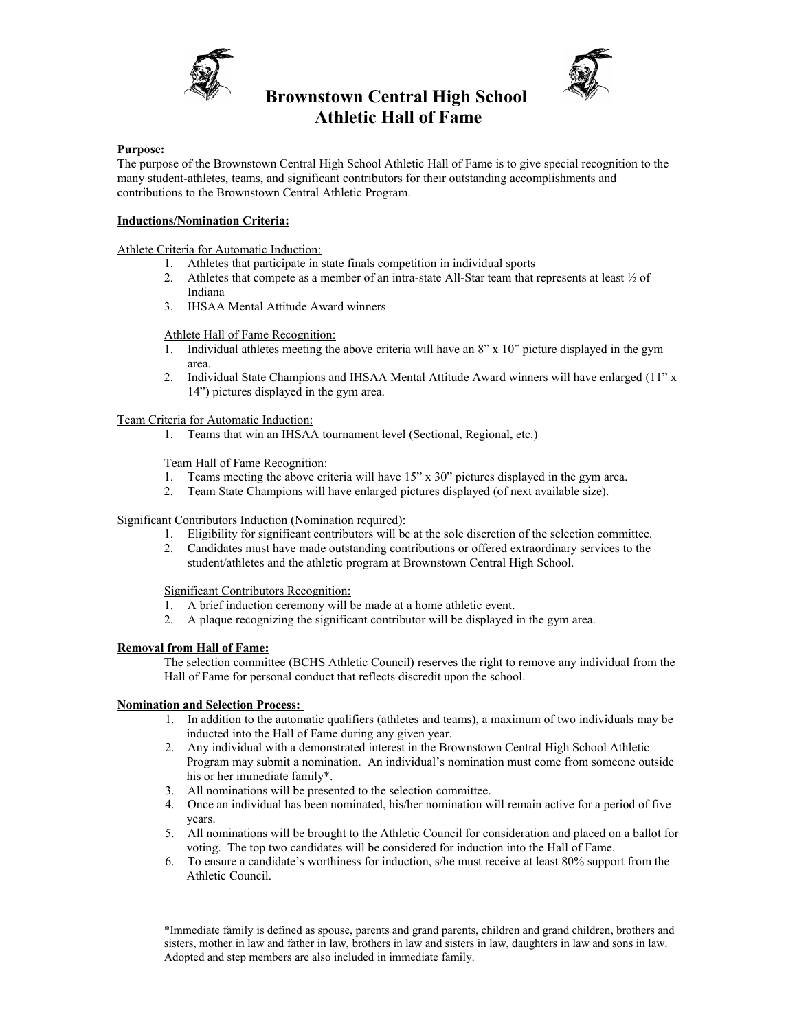# Brownstown Central High School Athletic Hall of Fame

**Purpose:**

The purpose of the Brownstown Central High School Athletic Hall of Fame is to give special recognition to the many student-athletes, teams, and significant contributors for their outstanding accomplishments and contributions to the Brownstown Central Athletic Program.

**Inductions/Nomination Criteria:**

Athlete Criteria for Automatic Induction:

1. Athletes that participate in state finals competition in individual sports
2. Athletes that compete as a member of an intra-state All-Star team that represents at least ½ of Indiana
3. IHSAA Mental Attitude Award winners

Athlete Hall of Fame Recognition:

1. Individual athletes meeting the above criteria will have an 8" x 10" picture displayed in the gym area.
2. Individual State Champions and IHSAA Mental Attitude Award winners will have enlarged (11" x 14") pictures displayed in the gym area.

Team Criteria for Automatic Induction:

1. Teams that win an IHSAA tournament level (Sectional, Regional, etc.)

Team Hall of Fame Recognition:

1. Teams meeting the above criteria will have 15" x 30" pictures displayed in the gym area.
2. Team State Champions will have enlarged pictures displayed (of next available size).

Significant Contributors Induction (Nomination required):

1. Eligibility for significant contributors will be at the sole discretion of the selection committee.
2. Candidates must have made outstanding contributions or offered extraordinary services to the student/athletes and the athletic program at Brownstown Central High School.

Significant Contributors Recognition:

1. A brief induction ceremony will be made at a home athletic event.
2. A plaque recognizing the significant contributor will be displayed in the gym area.

**Removal from Hall of Fame:**

The selection committee (BCHS Athletic Council) reserves the right to remove any individual from the Hall of Fame for personal conduct that reflects discredit upon the school.

**Nomination and Selection Process:**

1. In addition to the automatic qualifiers (athletes and teams), a maximum of two individuals may be inducted into the Hall of Fame during any given year.
2. Any individual with a demonstrated interest in the Brownstown Central High School Athletic Program may submit a nomination. An individual's nomination must come from someone outside his or her immediate family*.
3. All nominations will be presented to the selection committee.
4. Once an individual has been nominated, his/her nomination will remain active for a period of five years.
5. All nominations will be brought to the Athletic Council for consideration and placed on a ballot for voting. The top two candidates will be considered for induction into the Hall of Fame.
6. To ensure a candidate's worthiness for induction, s/he must receive at least 80% support from the Athletic Council.

*Immediate family is defined as spouse, parents and grand parents, children and grand children, brothers and sisters, mother in law and father in law, brothers in law and sisters in law, daughters in law and sons in law. Adopted and step members are also included in immediate family.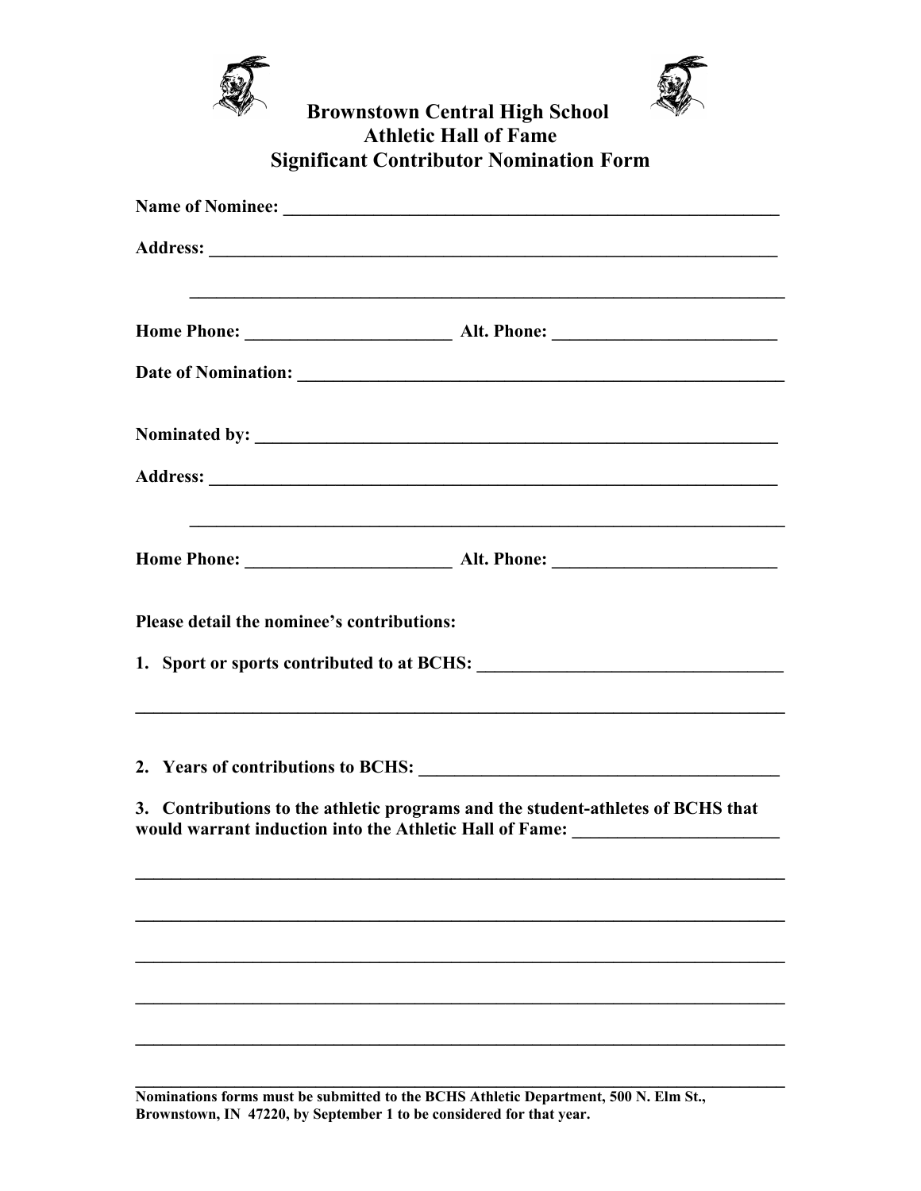# Brownstown Central High School
# Athletic Hall of Fame
# Significant Contributor Nomination Form

**Name of Nominee:** ___________________________________________________________

**Address:** _________________________________________________________________

_________________________________________________________________

**Home Phone:** ______________________ **Alt. Phone:** ________________________

**Date of Nomination:** _______________________________________________________

**Nominated by:** ____________________________________________________________

**Address:** _________________________________________________________________

_________________________________________________________________

**Home Phone:** ______________________ **Alt. Phone:** ________________________

**Please detail the nominee's contributions:**

**1. Sport or sports contributed to at BCHS:** _________________________________

_____________________________________________________________________________

**2. Years of contributions to BCHS:** ________________________________________

**3. Contributions to the athletic programs and the student-athletes of BCHS that would warrant induction into the Athletic Hall of Fame:** _______________________

_____________________________________________________________________________

_____________________________________________________________________________

_____________________________________________________________________________

_____________________________________________________________________________

_____________________________________________________________________________

_____________________________________________________________________________

**Nominations forms must be submitted to the BCHS Athletic Department, 500 N. Elm St., Brownstown, IN 47220, by September 1 to be considered for that year.**